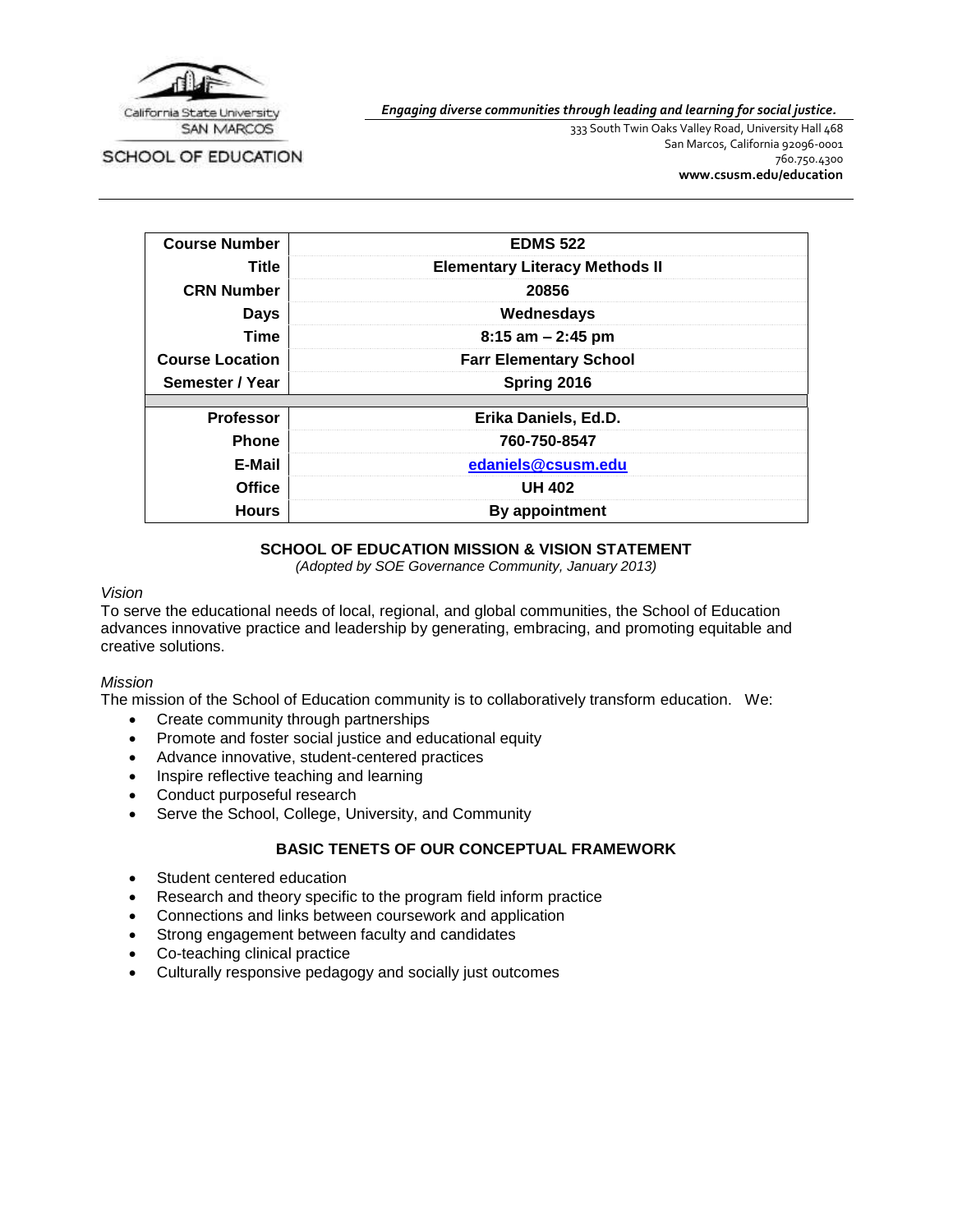California State University SAN MARCOS

SCHOOL OF EDUCATION

***Engaging diverse communities through leading and learning for social justice.***

333 South Twin Oaks Valley Road, University Hall 468
San Marcos, California 92096-0001
760.750.4300
**www.csusm.edu/education**

| | |
|---|---|
| **Course Number** | **EDMS 522** |
| **Title** | **Elementary Literacy Methods II** |
| **CRN Number** | **20856** |
| **Days** | **Wednesdays** |
| **Time** | **8:15 am – 2:45 pm** |
| **Course Location** | **Farr Elementary School** |
| **Semester / Year** | **Spring 2016** |
| | |
| **Professor** | **Erika Daniels, Ed.D.** |
| **Phone** | **760-750-8547** |
| **E-Mail** | **edaniels@csusm.edu** |
| **Office** | **UH 402** |
| **Hours** | **By appointment** |

## SCHOOL OF EDUCATION MISSION & VISION STATEMENT

*(Adopted by SOE Governance Community, January 2013)*

*Vision*

To serve the educational needs of local, regional, and global communities, the School of Education advances innovative practice and leadership by generating, embracing, and promoting equitable and creative solutions.

*Mission*

The mission of the School of Education community is to collaboratively transform education. We:

- Create community through partnerships
- Promote and foster social justice and educational equity
- Advance innovative, student-centered practices
- Inspire reflective teaching and learning
- Conduct purposeful research
- Serve the School, College, University, and Community

## BASIC TENETS OF OUR CONCEPTUAL FRAMEWORK

- Student centered education
- Research and theory specific to the program field inform practice
- Connections and links between coursework and application
- Strong engagement between faculty and candidates
- Co-teaching clinical practice
- Culturally responsive pedagogy and socially just outcomes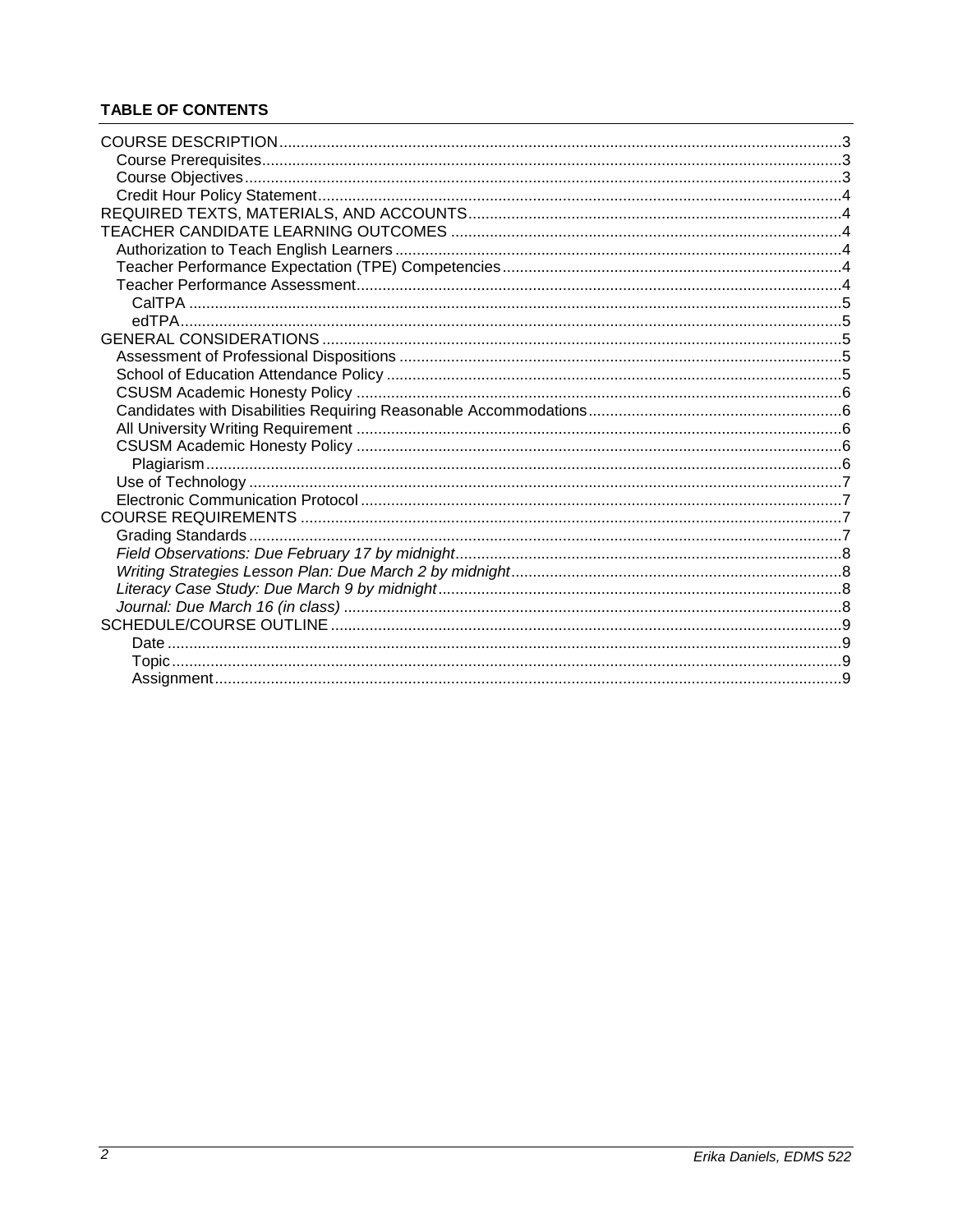**TABLE OF CONTENTS**

COURSE DESCRIPTION ..... 3
- Course Prerequisites ..... 3
- Course Objectives ..... 3
- Credit Hour Policy Statement ..... 4

REQUIRED TEXTS, MATERIALS, AND ACCOUNTS ..... 4

TEACHER CANDIDATE LEARNING OUTCOMES ..... 4
- Authorization to Teach English Learners ..... 4
- Teacher Performance Expectation (TPE) Competencies ..... 4
- Teacher Performance Assessment ..... 4
  - CalTPA ..... 5
  - edTPA ..... 5

GENERAL CONSIDERATIONS ..... 5
- Assessment of Professional Dispositions ..... 5
- School of Education Attendance Policy ..... 5
- CSUSM Academic Honesty Policy ..... 6
- Candidates with Disabilities Requiring Reasonable Accommodations ..... 6
- All University Writing Requirement ..... 6
- CSUSM Academic Honesty Policy ..... 6
  - Plagiarism ..... 6
- Use of Technology ..... 7
- Electronic Communication Protocol ..... 7

COURSE REQUIREMENTS ..... 7
- Grading Standards ..... 7
- *Field Observations: Due February 17 by midnight* ..... 8
- *Writing Strategies Lesson Plan: Due March 2 by midnight* ..... 8
- *Literacy Case Study: Due March 9 by midnight* ..... 8
- *Journal: Due March 16 (in class)* ..... 8

SCHEDULE/COURSE OUTLINE ..... 9
  - Date ..... 9
  - Topic ..... 9
  - Assignment ..... 9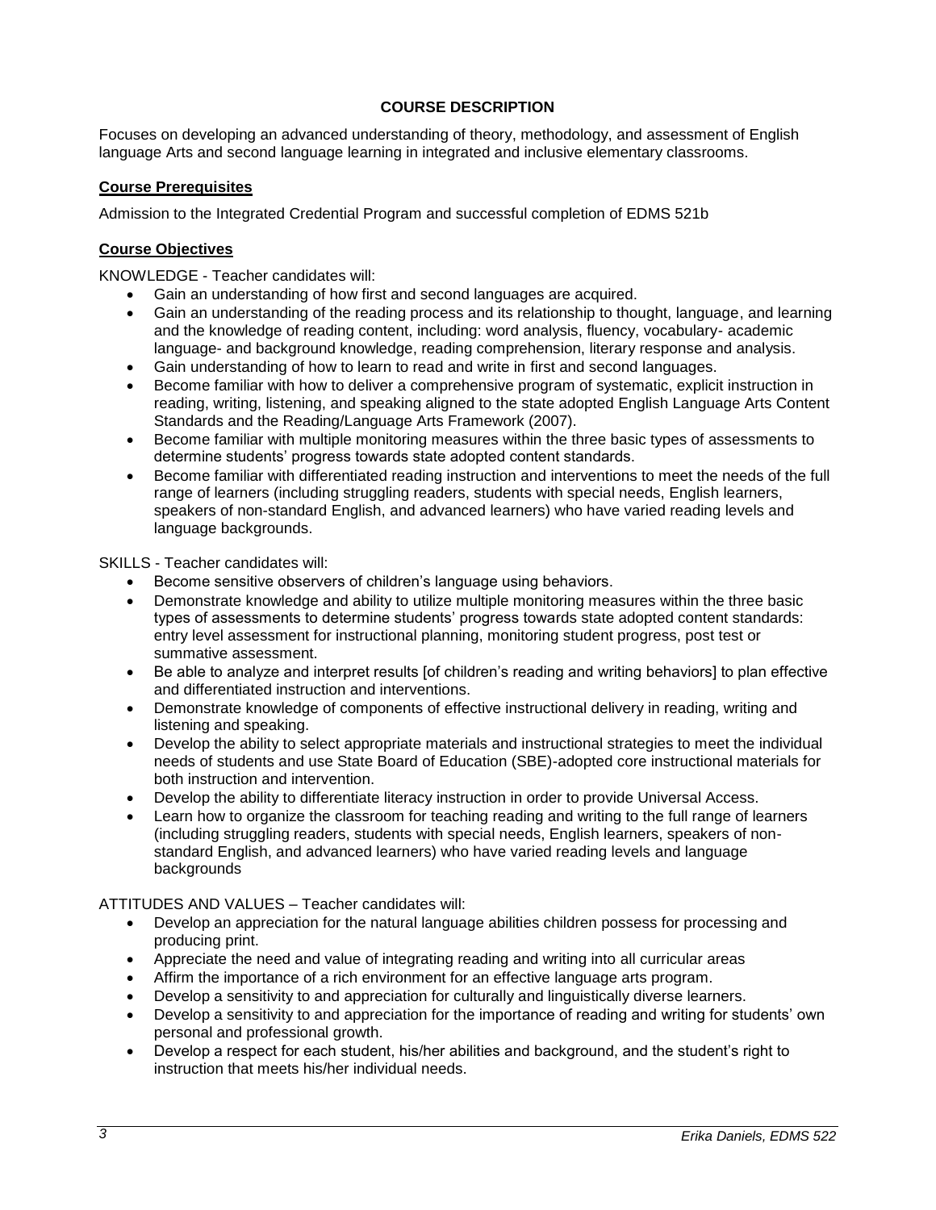## COURSE DESCRIPTION

Focuses on developing an advanced understanding of theory, methodology, and assessment of English language Arts and second language learning in integrated and inclusive elementary classrooms.

### Course Prerequisites

Admission to the Integrated Credential Program and successful completion of EDMS 521b

### Course Objectives

KNOWLEDGE - Teacher candidates will:

- Gain an understanding of how first and second languages are acquired.
- Gain an understanding of the reading process and its relationship to thought, language, and learning and the knowledge of reading content, including: word analysis, fluency, vocabulary- academic language- and background knowledge, reading comprehension, literary response and analysis.
- Gain understanding of how to learn to read and write in first and second languages.
- Become familiar with how to deliver a comprehensive program of systematic, explicit instruction in reading, writing, listening, and speaking aligned to the state adopted English Language Arts Content Standards and the Reading/Language Arts Framework (2007).
- Become familiar with multiple monitoring measures within the three basic types of assessments to determine students' progress towards state adopted content standards.
- Become familiar with differentiated reading instruction and interventions to meet the needs of the full range of learners (including struggling readers, students with special needs, English learners, speakers of non-standard English, and advanced learners) who have varied reading levels and language backgrounds.

SKILLS - Teacher candidates will:

- Become sensitive observers of children's language using behaviors.
- Demonstrate knowledge and ability to utilize multiple monitoring measures within the three basic types of assessments to determine students' progress towards state adopted content standards: entry level assessment for instructional planning, monitoring student progress, post test or summative assessment.
- Be able to analyze and interpret results [of children's reading and writing behaviors] to plan effective and differentiated instruction and interventions.
- Demonstrate knowledge of components of effective instructional delivery in reading, writing and listening and speaking.
- Develop the ability to select appropriate materials and instructional strategies to meet the individual needs of students and use State Board of Education (SBE)-adopted core instructional materials for both instruction and intervention.
- Develop the ability to differentiate literacy instruction in order to provide Universal Access.
- Learn how to organize the classroom for teaching reading and writing to the full range of learners (including struggling readers, students with special needs, English learners, speakers of non-standard English, and advanced learners) who have varied reading levels and language backgrounds

ATTITUDES AND VALUES – Teacher candidates will:

- Develop an appreciation for the natural language abilities children possess for processing and producing print.
- Appreciate the need and value of integrating reading and writing into all curricular areas
- Affirm the importance of a rich environment for an effective language arts program.
- Develop a sensitivity to and appreciation for culturally and linguistically diverse learners.
- Develop a sensitivity to and appreciation for the importance of reading and writing for students' own personal and professional growth.
- Develop a respect for each student, his/her abilities and background, and the student's right to instruction that meets his/her individual needs.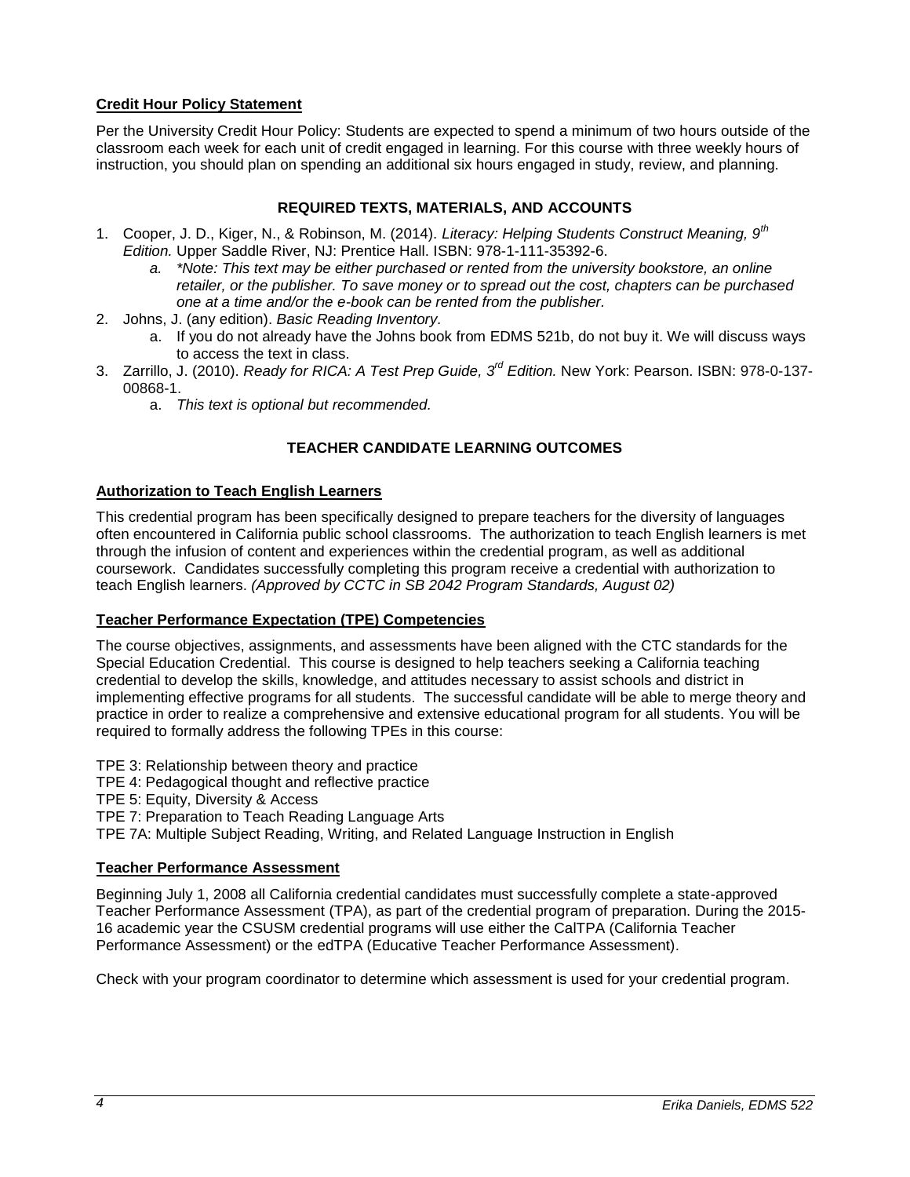**Credit Hour Policy Statement**

Per the University Credit Hour Policy: Students are expected to spend a minimum of two hours outside of the classroom each week for each unit of credit engaged in learning. For this course with three weekly hours of instruction, you should plan on spending an additional six hours engaged in study, review, and planning.

## REQUIRED TEXTS, MATERIALS, AND ACCOUNTS

1. Cooper, J. D., Kiger, N., & Robinson, M. (2014). *Literacy: Helping Students Construct Meaning, 9th Edition.* Upper Saddle River, NJ: Prentice Hall. ISBN: 978-1-111-35392-6.
   a. *\*Note: This text may be either purchased or rented from the university bookstore, an online retailer, or the publisher. To save money or to spread out the cost, chapters can be purchased one at a time and/or the e-book can be rented from the publisher.*
2. Johns, J. (any edition). *Basic Reading Inventory.*
   a. If you do not already have the Johns book from EDMS 521b, do not buy it. We will discuss ways to access the text in class.
3. Zarrillo, J. (2010). *Ready for RICA: A Test Prep Guide, 3rd Edition.* New York: Pearson. ISBN: 978-0-137-00868-1.
   a. *This text is optional but recommended.*

## TEACHER CANDIDATE LEARNING OUTCOMES

**Authorization to Teach English Learners**

This credential program has been specifically designed to prepare teachers for the diversity of languages often encountered in California public school classrooms. The authorization to teach English learners is met through the infusion of content and experiences within the credential program, as well as additional coursework. Candidates successfully completing this program receive a credential with authorization to teach English learners. *(Approved by CCTC in SB 2042 Program Standards, August 02)*

**Teacher Performance Expectation (TPE) Competencies**

The course objectives, assignments, and assessments have been aligned with the CTC standards for the Special Education Credential. This course is designed to help teachers seeking a California teaching credential to develop the skills, knowledge, and attitudes necessary to assist schools and district in implementing effective programs for all students. The successful candidate will be able to merge theory and practice in order to realize a comprehensive and extensive educational program for all students. You will be required to formally address the following TPEs in this course:

TPE 3: Relationship between theory and practice
TPE 4: Pedagogical thought and reflective practice
TPE 5: Equity, Diversity & Access
TPE 7: Preparation to Teach Reading Language Arts
TPE 7A: Multiple Subject Reading, Writing, and Related Language Instruction in English

**Teacher Performance Assessment**

Beginning July 1, 2008 all California credential candidates must successfully complete a state-approved Teacher Performance Assessment (TPA), as part of the credential program of preparation. During the 2015-16 academic year the CSUSM credential programs will use either the CalTPA (California Teacher Performance Assessment) or the edTPA (Educative Teacher Performance Assessment).

Check with your program coordinator to determine which assessment is used for your credential program.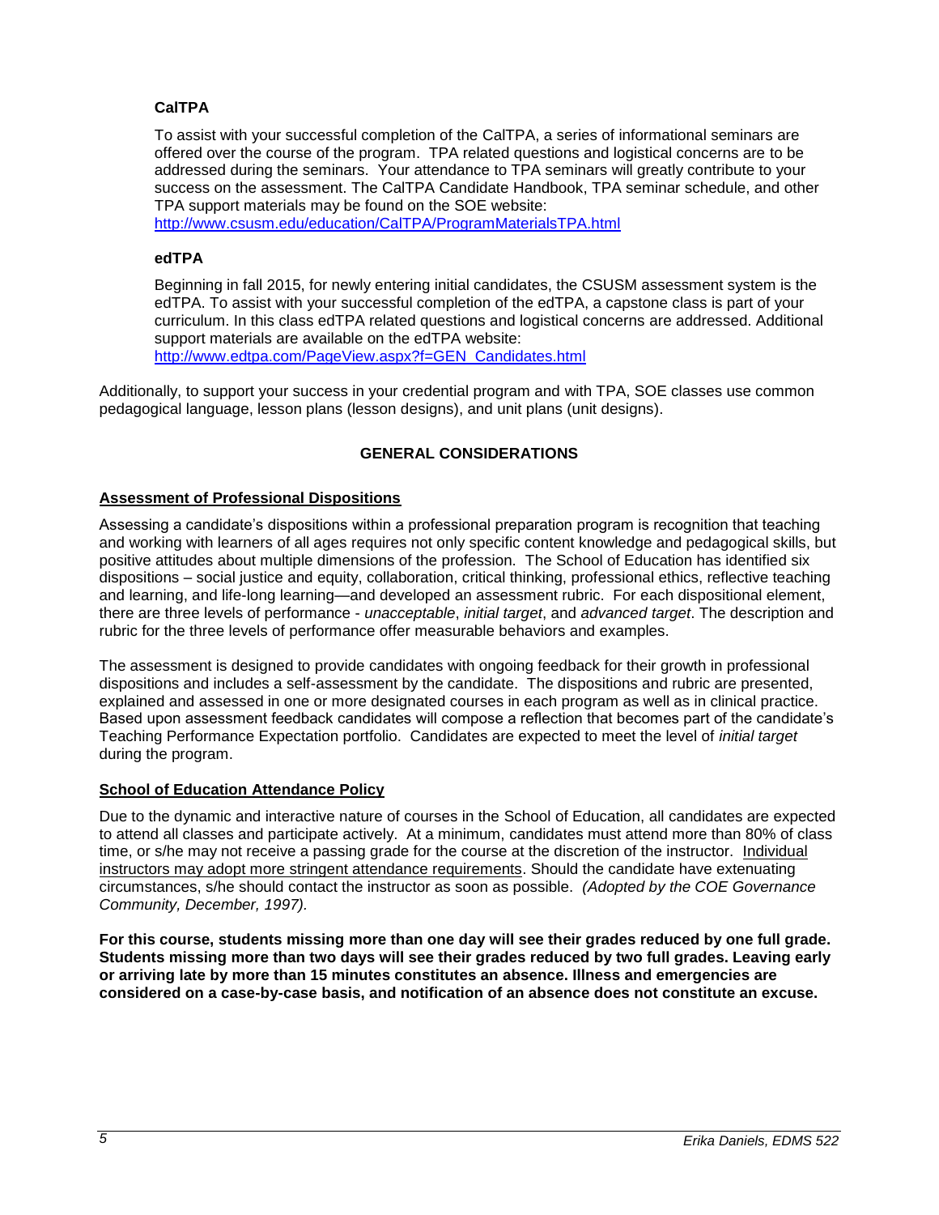### CalTPA

To assist with your successful completion of the CalTPA, a series of informational seminars are offered over the course of the program. TPA related questions and logistical concerns are to be addressed during the seminars. Your attendance to TPA seminars will greatly contribute to your success on the assessment. The CalTPA Candidate Handbook, TPA seminar schedule, and other TPA support materials may be found on the SOE website: http://www.csusm.edu/education/CalTPA/ProgramMaterialsTPA.html

### edTPA

Beginning in fall 2015, for newly entering initial candidates, the CSUSM assessment system is the edTPA. To assist with your successful completion of the edTPA, a capstone class is part of your curriculum. In this class edTPA related questions and logistical concerns are addressed. Additional support materials are available on the edTPA website: http://www.edtpa.com/PageView.aspx?f=GEN_Candidates.html

Additionally, to support your success in your credential program and with TPA, SOE classes use common pedagogical language, lesson plans (lesson designs), and unit plans (unit designs).

## GENERAL CONSIDERATIONS

### Assessment of Professional Dispositions

Assessing a candidate's dispositions within a professional preparation program is recognition that teaching and working with learners of all ages requires not only specific content knowledge and pedagogical skills, but positive attitudes about multiple dimensions of the profession. The School of Education has identified six dispositions – social justice and equity, collaboration, critical thinking, professional ethics, reflective teaching and learning, and life-long learning—and developed an assessment rubric. For each dispositional element, there are three levels of performance - *unacceptable*, *initial target*, and *advanced target*. The description and rubric for the three levels of performance offer measurable behaviors and examples.

The assessment is designed to provide candidates with ongoing feedback for their growth in professional dispositions and includes a self-assessment by the candidate. The dispositions and rubric are presented, explained and assessed in one or more designated courses in each program as well as in clinical practice. Based upon assessment feedback candidates will compose a reflection that becomes part of the candidate's Teaching Performance Expectation portfolio. Candidates are expected to meet the level of *initial target* during the program.

### School of Education Attendance Policy

Due to the dynamic and interactive nature of courses in the School of Education, all candidates are expected to attend all classes and participate actively. At a minimum, candidates must attend more than 80% of class time, or s/he may not receive a passing grade for the course at the discretion of the instructor. Individual instructors may adopt more stringent attendance requirements. Should the candidate have extenuating circumstances, s/he should contact the instructor as soon as possible. *(Adopted by the COE Governance Community, December, 1997).*

**For this course, students missing more than one day will see their grades reduced by one full grade. Students missing more than two days will see their grades reduced by two full grades. Leaving early or arriving late by more than 15 minutes constitutes an absence. Illness and emergencies are considered on a case-by-case basis, and notification of an absence does not constitute an excuse.**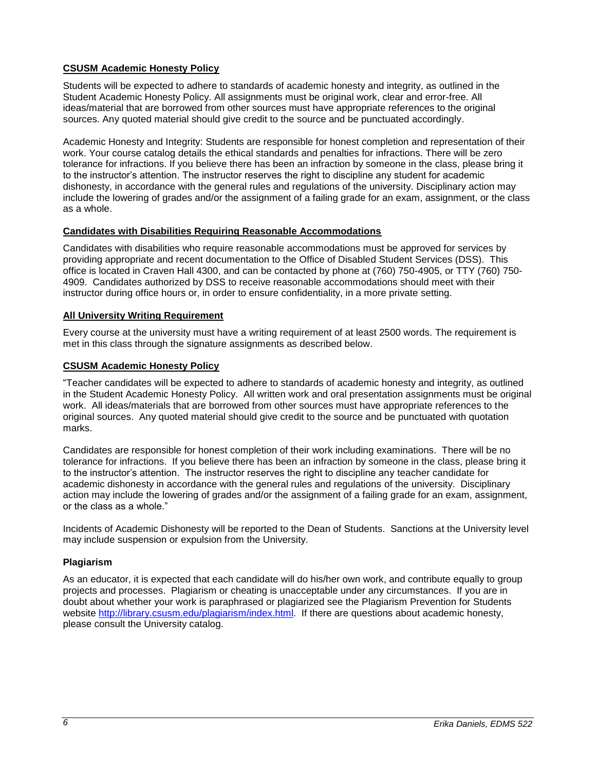### CSUSM Academic Honesty Policy

Students will be expected to adhere to standards of academic honesty and integrity, as outlined in the Student Academic Honesty Policy. All assignments must be original work, clear and error-free. All ideas/material that are borrowed from other sources must have appropriate references to the original sources. Any quoted material should give credit to the source and be punctuated accordingly.

Academic Honesty and Integrity: Students are responsible for honest completion and representation of their work. Your course catalog details the ethical standards and penalties for infractions. There will be zero tolerance for infractions. If you believe there has been an infraction by someone in the class, please bring it to the instructor's attention. The instructor reserves the right to discipline any student for academic dishonesty, in accordance with the general rules and regulations of the university. Disciplinary action may include the lowering of grades and/or the assignment of a failing grade for an exam, assignment, or the class as a whole.

### Candidates with Disabilities Requiring Reasonable Accommodations

Candidates with disabilities who require reasonable accommodations must be approved for services by providing appropriate and recent documentation to the Office of Disabled Student Services (DSS). This office is located in Craven Hall 4300, and can be contacted by phone at (760) 750-4905, or TTY (760) 750-4909. Candidates authorized by DSS to receive reasonable accommodations should meet with their instructor during office hours or, in order to ensure confidentiality, in a more private setting.

### All University Writing Requirement

Every course at the university must have a writing requirement of at least 2500 words. The requirement is met in this class through the signature assignments as described below.

### CSUSM Academic Honesty Policy

"Teacher candidates will be expected to adhere to standards of academic honesty and integrity, as outlined in the Student Academic Honesty Policy. All written work and oral presentation assignments must be original work. All ideas/materials that are borrowed from other sources must have appropriate references to the original sources. Any quoted material should give credit to the source and be punctuated with quotation marks.

Candidates are responsible for honest completion of their work including examinations. There will be no tolerance for infractions. If you believe there has been an infraction by someone in the class, please bring it to the instructor's attention. The instructor reserves the right to discipline any teacher candidate for academic dishonesty in accordance with the general rules and regulations of the university. Disciplinary action may include the lowering of grades and/or the assignment of a failing grade for an exam, assignment, or the class as a whole."

Incidents of Academic Dishonesty will be reported to the Dean of Students. Sanctions at the University level may include suspension or expulsion from the University.

### Plagiarism

As an educator, it is expected that each candidate will do his/her own work, and contribute equally to group projects and processes. Plagiarism or cheating is unacceptable under any circumstances. If you are in doubt about whether your work is paraphrased or plagiarized see the Plagiarism Prevention for Students website http://library.csusm.edu/plagiarism/index.html. If there are questions about academic honesty, please consult the University catalog.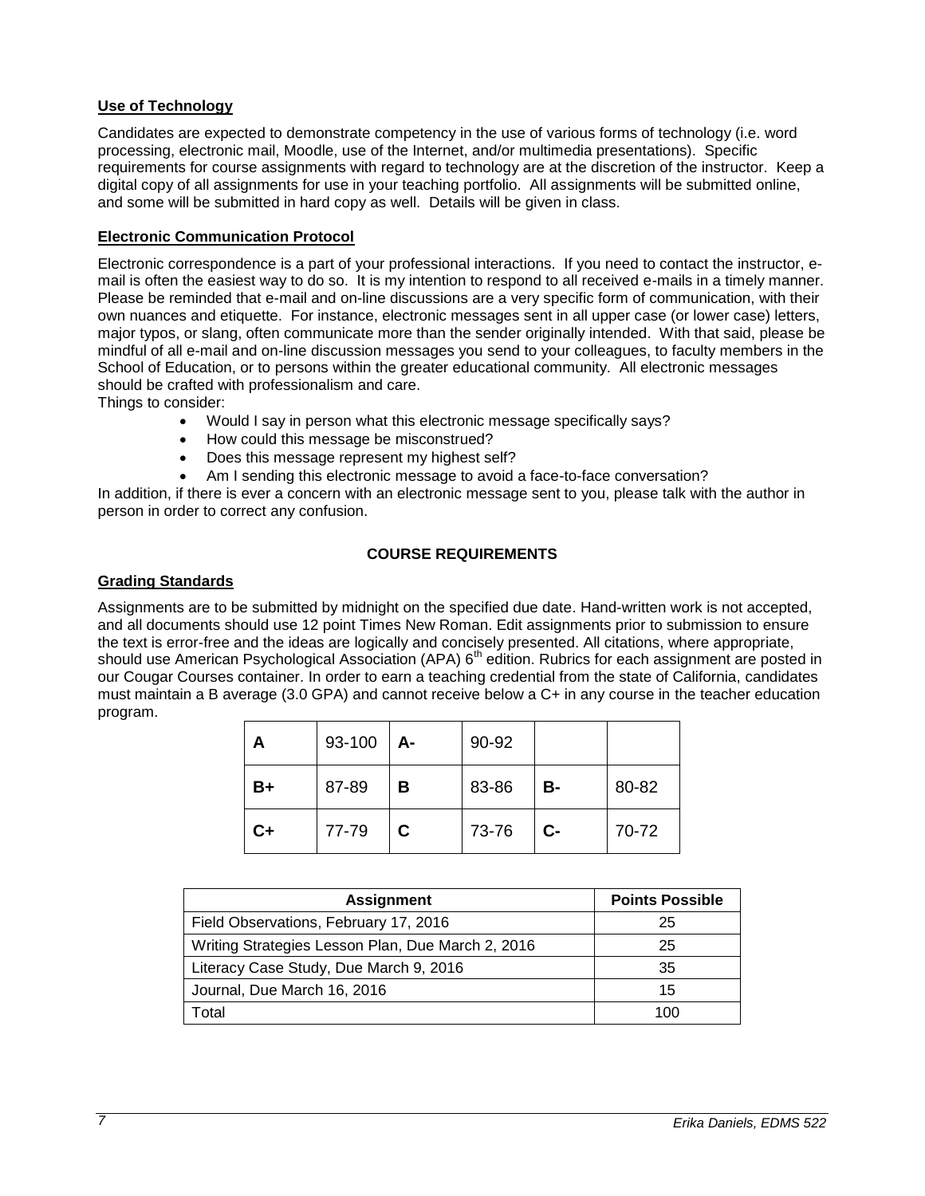### Use of Technology

Candidates are expected to demonstrate competency in the use of various forms of technology (i.e. word processing, electronic mail, Moodle, use of the Internet, and/or multimedia presentations). Specific requirements for course assignments with regard to technology are at the discretion of the instructor. Keep a digital copy of all assignments for use in your teaching portfolio. All assignments will be submitted online, and some will be submitted in hard copy as well. Details will be given in class.

### Electronic Communication Protocol

Electronic correspondence is a part of your professional interactions. If you need to contact the instructor, e-mail is often the easiest way to do so. It is my intention to respond to all received e-mails in a timely manner. Please be reminded that e-mail and on-line discussions are a very specific form of communication, with their own nuances and etiquette. For instance, electronic messages sent in all upper case (or lower case) letters, major typos, or slang, often communicate more than the sender originally intended. With that said, please be mindful of all e-mail and on-line discussion messages you send to your colleagues, to faculty members in the School of Education, or to persons within the greater educational community. All electronic messages should be crafted with professionalism and care.

Things to consider:

- Would I say in person what this electronic message specifically says?
- How could this message be misconstrued?
- Does this message represent my highest self?
- Am I sending this electronic message to avoid a face-to-face conversation?

In addition, if there is ever a concern with an electronic message sent to you, please talk with the author in person in order to correct any confusion.

## COURSE REQUIREMENTS

### Grading Standards

Assignments are to be submitted by midnight on the specified due date. Hand-written work is not accepted, and all documents should use 12 point Times New Roman. Edit assignments prior to submission to ensure the text is error-free and the ideas are logically and concisely presented. All citations, where appropriate, should use American Psychological Association (APA) 6th edition. Rubrics for each assignment are posted in our Cougar Courses container. In order to earn a teaching credential from the state of California, candidates must maintain a B average (3.0 GPA) and cannot receive below a C+ in any course in the teacher education program.

| | | | | | |
|---|---|---|---|---|---|
| **A** | 93-100 | **A-** | 90-92 | | |
| **B+** | 87-89 | **B** | 83-86 | **B-** | 80-82 |
| **C+** | 77-79 | **C** | 73-76 | **C-** | 70-72 |

| Assignment | Points Possible |
|---|---|
| Field Observations, February 17, 2016 | 25 |
| Writing Strategies Lesson Plan, Due March 2, 2016 | 25 |
| Literacy Case Study, Due March 9, 2016 | 35 |
| Journal, Due March 16, 2016 | 15 |
| Total | 100 |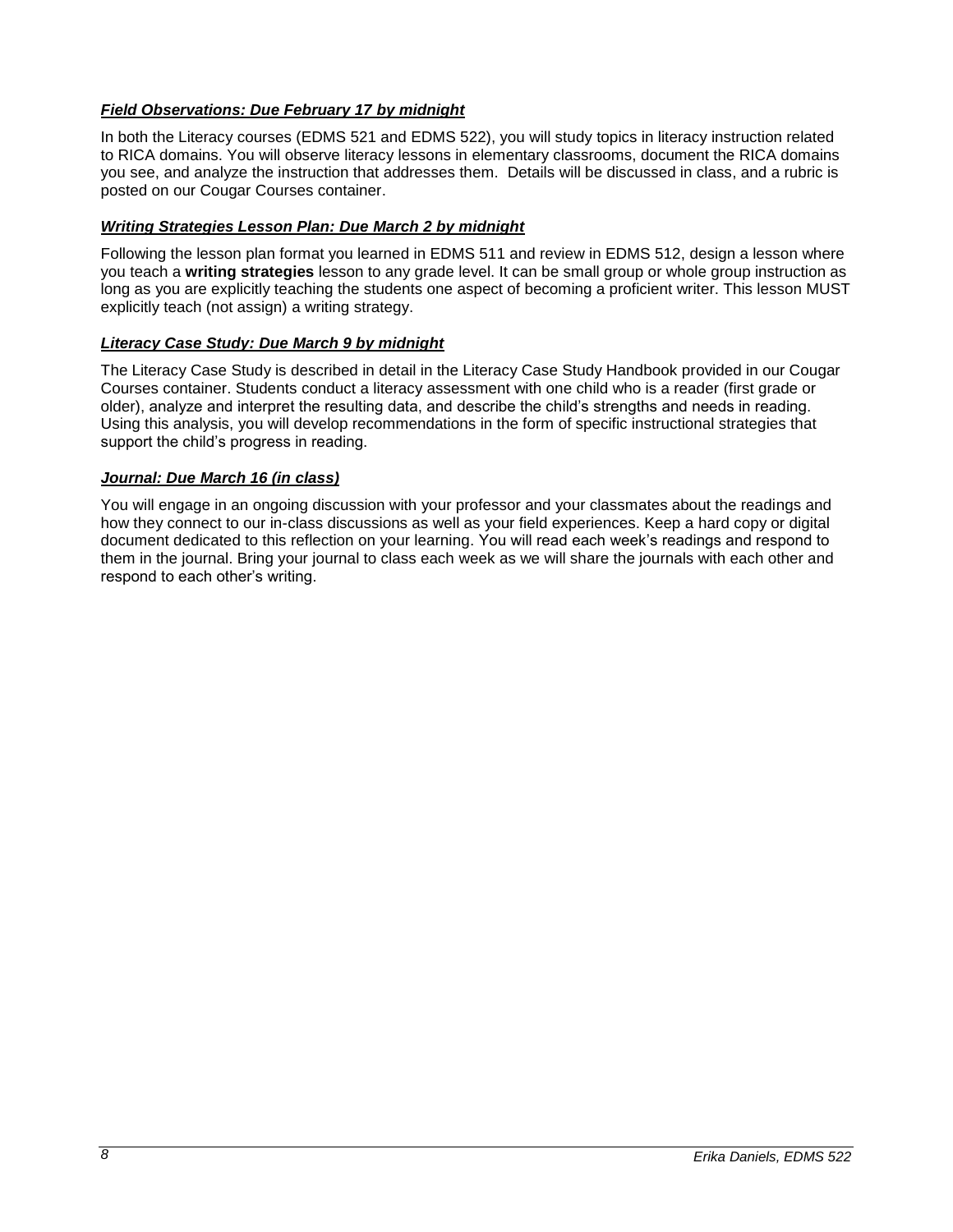***Field Observations: Due February 17 by midnight***

In both the Literacy courses (EDMS 521 and EDMS 522), you will study topics in literacy instruction related to RICA domains. You will observe literacy lessons in elementary classrooms, document the RICA domains you see, and analyze the instruction that addresses them. Details will be discussed in class, and a rubric is posted on our Cougar Courses container.

***Writing Strategies Lesson Plan: Due March 2 by midnight***

Following the lesson plan format you learned in EDMS 511 and review in EDMS 512, design a lesson where you teach a **writing strategies** lesson to any grade level. It can be small group or whole group instruction as long as you are explicitly teaching the students one aspect of becoming a proficient writer. This lesson MUST explicitly teach (not assign) a writing strategy.

***Literacy Case Study: Due March 9 by midnight***

The Literacy Case Study is described in detail in the Literacy Case Study Handbook provided in our Cougar Courses container. Students conduct a literacy assessment with one child who is a reader (first grade or older), analyze and interpret the resulting data, and describe the child's strengths and needs in reading. Using this analysis, you will develop recommendations in the form of specific instructional strategies that support the child's progress in reading.

***Journal: Due March 16 (in class)***

You will engage in an ongoing discussion with your professor and your classmates about the readings and how they connect to our in-class discussions as well as your field experiences. Keep a hard copy or digital document dedicated to this reflection on your learning. You will read each week's readings and respond to them in the journal. Bring your journal to class each week as we will share the journals with each other and respond to each other's writing.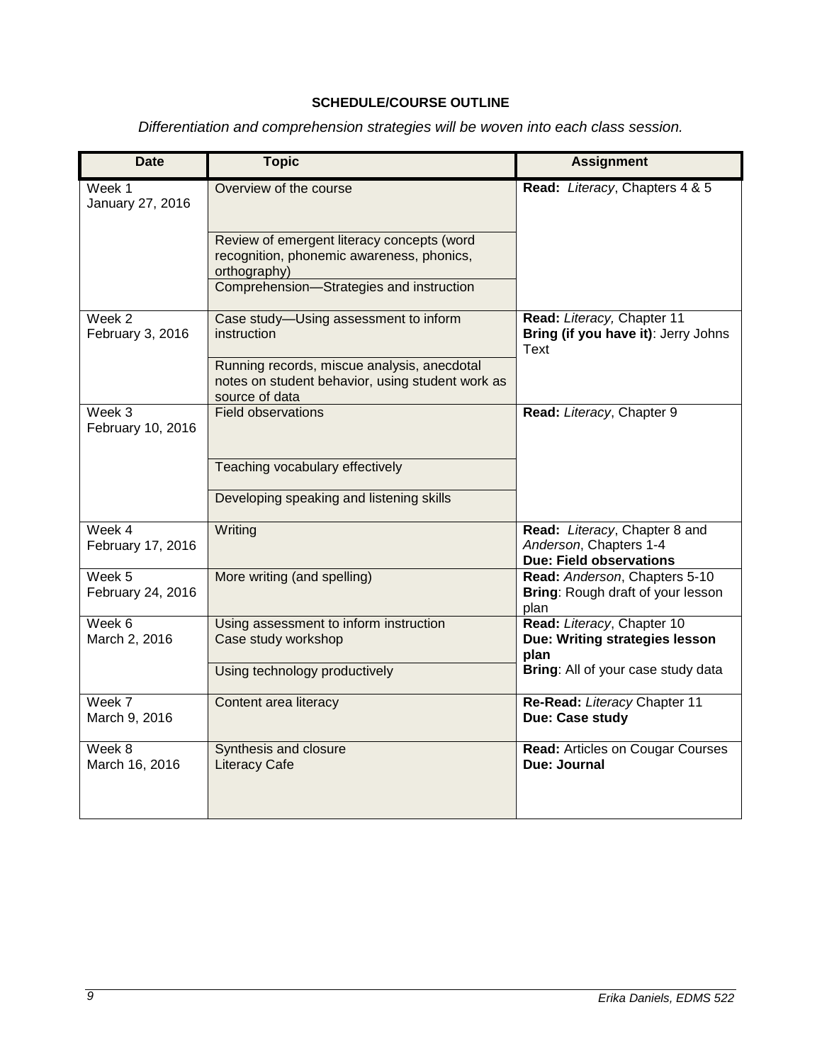**SCHEDULE/COURSE OUTLINE**

*Differentiation and comprehension strategies will be woven into each class session.*

| Date | Topic | Assignment |
|---|---|---|
| Week 1<br>January 27, 2016 | Overview of the course<br><br>Review of emergent literacy concepts (word recognition, phonemic awareness, phonics, orthography)<br><br>Comprehension—Strategies and instruction | **Read:** *Literacy*, Chapters 4 & 5 |
| Week 2<br>February 3, 2016 | Case study—Using assessment to inform instruction<br><br>Running records, miscue analysis, anecdotal notes on student behavior, using student work as source of data | **Read:** *Literacy,* Chapter 11<br>**Bring (if you have it)**: Jerry Johns Text |
| Week 3<br>February 10, 2016 | Field observations<br><br>Teaching vocabulary effectively<br><br>Developing speaking and listening skills | **Read:** *Literacy*, Chapter 9 |
| Week 4<br>February 17, 2016 | Writing | **Read:** *Literacy*, Chapter 8 and *Anderson*, Chapters 1-4<br>**Due: Field observations** |
| Week 5<br>February 24, 2016 | More writing (and spelling) | **Read:** *Anderson*, Chapters 5-10<br>**Bring**: Rough draft of your lesson plan |
| Week 6<br>March 2, 2016 | Using assessment to inform instruction<br>Case study workshop<br><br>Using technology productively | **Read:** *Literacy*, Chapter 10<br>**Due: Writing strategies lesson plan**<br>**Bring**: All of your case study data |
| Week 7<br>March 9, 2016 | Content area literacy | **Re-Read:** *Literacy* Chapter 11<br>**Due: Case study** |
| Week 8<br>March 16, 2016 | Synthesis and closure<br>Literacy Cafe | **Read:** Articles on Cougar Courses<br>**Due: Journal** |